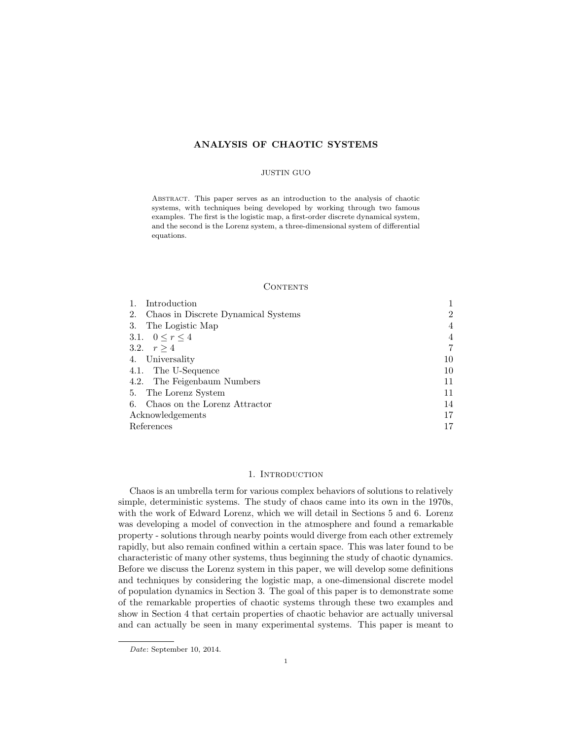# ANALYSIS OF CHAOTIC SYSTEMS

JUSTIN GUO

Abstract. This paper serves as an introduction to the analysis of chaotic systems, with techniques being developed by working through two famous examples. The first is the logistic map, a first-order discrete dynamical system, and the second is the Lorenz system, a three-dimensional system of differential equations.

## Contents

| | |
|---|---|
| 1. Introduction | 1 |
| 2. Chaos in Discrete Dynamical Systems | 2 |
| 3. The Logistic Map | 4 |
| 3.1. $0 \leq r \leq 4$ | 4 |
| 3.2. $r \geq 4$ | 7 |
| 4. Universality | 10 |
| 4.1. The U-Sequence | 10 |
| 4.2. The Feigenbaum Numbers | 11 |
| 5. The Lorenz System | 11 |
| 6. Chaos on the Lorenz Attractor | 14 |
| Acknowledgements | 17 |
| References | 17 |

## 1. Introduction

Chaos is an umbrella term for various complex behaviors of solutions to relatively simple, deterministic systems. The study of chaos came into its own in the 1970s, with the work of Edward Lorenz, which we will detail in Sections 5 and 6. Lorenz was developing a model of convection in the atmosphere and found a remarkable property - solutions through nearby points would diverge from each other extremely rapidly, but also remain confined within a certain space. This was later found to be characteristic of many other systems, thus beginning the study of chaotic dynamics. Before we discuss the Lorenz system in this paper, we will develop some definitions and techniques by considering the logistic map, a one-dimensional discrete model of population dynamics in Section 3. The goal of this paper is to demonstrate some of the remarkable properties of chaotic systems through these two examples and show in Section 4 that certain properties of chaotic behavior are actually universal and can actually be seen in many experimental systems. This paper is meant to

*Date*: September 10, 2014.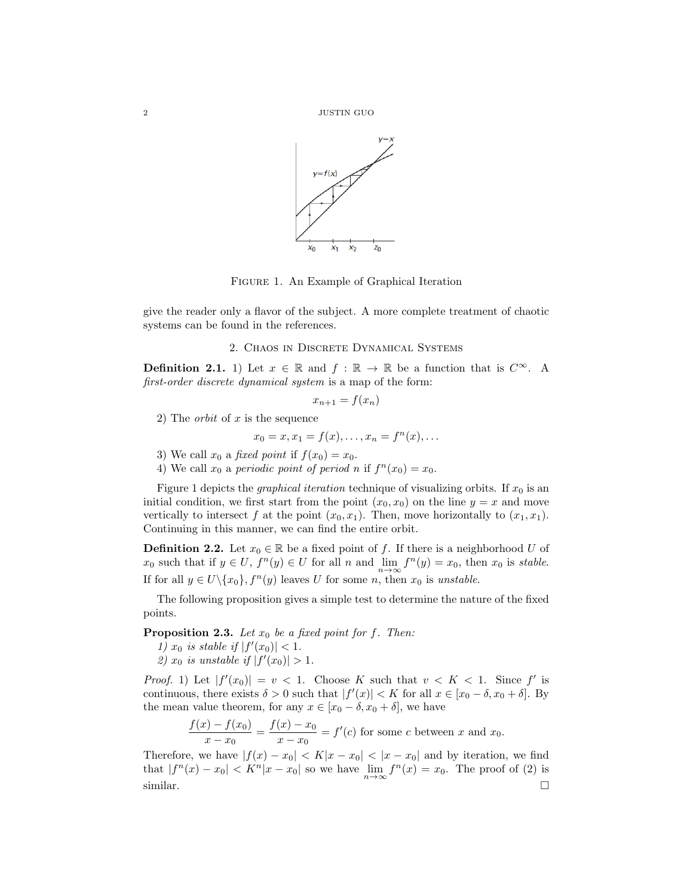FIGURE 1. An Example of Graphical Iteration

give the reader only a flavor of the subject. A more complete treatment of chaotic systems can be found in the references.

## 2. Chaos in Discrete Dynamical Systems

**Definition 2.1.** 1) Let $x \in \mathbb{R}$ and $f : \mathbb{R} \to \mathbb{R}$ be a function that is $C^\infty$. A *first-order discrete dynamical system* is a map of the form:

$$x_{n+1} = f(x_n)$$

2) The *orbit* of $x$ is the sequence

$$x_0 = x, x_1 = f(x), \ldots, x_n = f^n(x), \ldots$$

3) We call $x_0$ a *fixed point* if $f(x_0) = x_0$.

4) We call $x_0$ a *periodic point of period* $n$ if $f^n(x_0) = x_0$.

Figure 1 depicts the *graphical iteration* technique of visualizing orbits. If $x_0$ is an initial condition, we first start from the point $(x_0, x_0)$ on the line $y = x$ and move vertically to intersect $f$ at the point $(x_0, x_1)$. Then, move horizontally to $(x_1, x_1)$. Continuing in this manner, we can find the entire orbit.

**Definition 2.2.** Let $x_0 \in \mathbb{R}$ be a fixed point of $f$. If there is a neighborhood $U$ of $x_0$ such that if $y \in U$, $f^n(y) \in U$ for all $n$ and $\lim_{n\to\infty} f^n(y) = x_0$, then $x_0$ is *stable*. If for all $y \in U \setminus \{x_0\}$, $f^n(y)$ leaves $U$ for some $n$, then $x_0$ is *unstable*.

The following proposition gives a simple test to determine the nature of the fixed points.

**Proposition 2.3.** *Let $x_0$ be a fixed point for $f$. Then:*

*1) $x_0$ is stable if $|f'(x_0)| < 1$.*

*2) $x_0$ is unstable if $|f'(x_0)| > 1$.*

*Proof.* 1) Let $|f'(x_0)| = v < 1$. Choose $K$ such that $v < K < 1$. Since $f'$ is continuous, there exists $\delta > 0$ such that $|f'(x)| < K$ for all $x \in [x_0 - \delta, x_0 + \delta]$. By the mean value theorem, for any $x \in [x_0 - \delta, x_0 + \delta]$, we have

$$\frac{f(x) - f(x_0)}{x - x_0} = \frac{f(x) - x_0}{x - x_0} = f'(c) \text{ for some } c \text{ between } x \text{ and } x_0.$$

Therefore, we have $|f(x) - x_0| < K|x - x_0| < |x - x_0|$ and by iteration, we find that $|f^n(x) - x_0| < K^n|x - x_0|$ so we have $\lim_{n\to\infty} f^n(x) = x_0$. The proof of (2) is similar. $\square$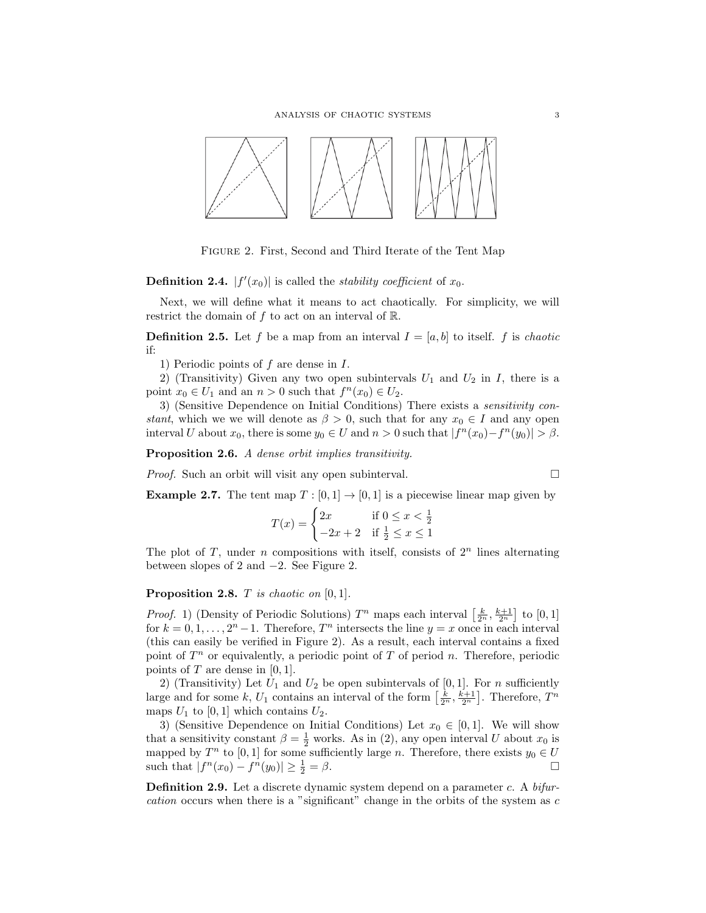FIGURE 2. First, Second and Third Iterate of the Tent Map

**Definition 2.4.** $|f'(x_0)|$ is called the *stability coefficient* of $x_0$.

Next, we will define what it means to act chaotically. For simplicity, we will restrict the domain of $f$ to act on an interval of $\mathbb{R}$.

**Definition 2.5.** Let $f$ be a map from an interval $I = [a, b]$ to itself. $f$ is *chaotic* if:

1) Periodic points of $f$ are dense in $I$.

2) (Transitivity) Given any two open subintervals $U_1$ and $U_2$ in $I$, there is a point $x_0 \in U_1$ and an $n > 0$ such that $f^n(x_0) \in U_2$.

3) (Sensitive Dependence on Initial Conditions) There exists a *sensitivity constant*, which we we will denote as $\beta > 0$, such that for any $x_0 \in I$ and any open interval $U$ about $x_0$, there is some $y_0 \in U$ and $n > 0$ such that $|f^n(x_0) - f^n(y_0)| > \beta$.

**Proposition 2.6.** *A dense orbit implies transitivity.*

*Proof.* Such an orbit will visit any open subinterval. $\square$

**Example 2.7.** The tent map $T : [0, 1] \to [0, 1]$ is a piecewise linear map given by

$$T(x) = \begin{cases} 2x & \text{if } 0 \leq x < \frac{1}{2} \\ -2x + 2 & \text{if } \frac{1}{2} \leq x \leq 1 \end{cases}$$

The plot of $T$, under $n$ compositions with itself, consists of $2^n$ lines alternating between slopes of 2 and $-2$. See Figure 2.

**Proposition 2.8.** *$T$ is chaotic on $[0, 1]$.*

*Proof.* 1) (Density of Periodic Solutions) $T^n$ maps each interval $\left[\frac{k}{2^n}, \frac{k+1}{2^n}\right]$ to $[0, 1]$ for $k = 0, 1, \ldots, 2^n - 1$. Therefore, $T^n$ intersects the line $y = x$ once in each interval (this can easily be verified in Figure 2). As a result, each interval contains a fixed point of $T^n$ or equivalently, a periodic point of $T$ of period $n$. Therefore, periodic points of $T$ are dense in $[0, 1]$.

2) (Transitivity) Let $U_1$ and $U_2$ be open subintervals of $[0, 1]$. For $n$ sufficiently large and for some $k$, $U_1$ contains an interval of the form $\left[\frac{k}{2^n}, \frac{k+1}{2^n}\right]$. Therefore, $T^n$ maps $U_1$ to $[0, 1]$ which contains $U_2$.

3) (Sensitive Dependence on Initial Conditions) Let $x_0 \in [0, 1]$. We will show that a sensitivity constant $\beta = \frac{1}{2}$ works. As in (2), any open interval $U$ about $x_0$ is mapped by $T^n$ to $[0, 1]$ for some sufficiently large $n$. Therefore, there exists $y_0 \in U$ such that $|f^n(x_0) - f^n(y_0)| \geq \frac{1}{2} = \beta$. $\square$

**Definition 2.9.** Let a discrete dynamic system depend on a parameter $c$. A *bifurcation* occurs when there is a "significant" change in the orbits of the system as $c$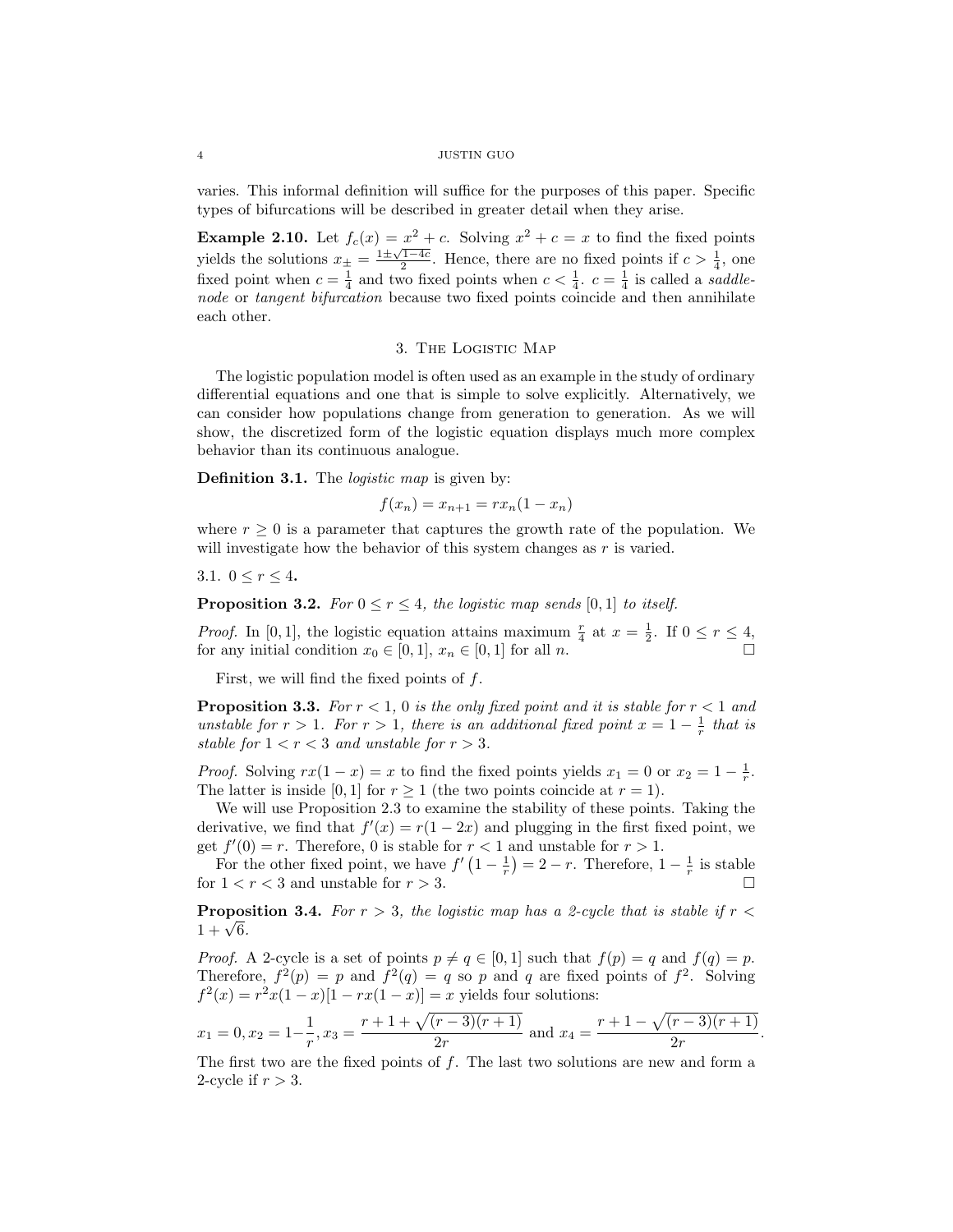varies. This informal definition will suffice for the purposes of this paper. Specific types of bifurcations will be described in greater detail when they arise.

**Example 2.10.** Let $f_c(x) = x^2 + c$. Solving $x^2 + c = x$ to find the fixed points yields the solutions $x_\pm = \frac{1 \pm \sqrt{1-4c}}{2}$. Hence, there are no fixed points if $c > \frac{1}{4}$, one fixed point when $c = \frac{1}{4}$ and two fixed points when $c < \frac{1}{4}$. $c = \frac{1}{4}$ is called a *saddle-node* or *tangent bifurcation* because two fixed points coincide and then annihilate each other.

## 3. The Logistic Map

The logistic population model is often used as an example in the study of ordinary differential equations and one that is simple to solve explicitly. Alternatively, we can consider how populations change from generation to generation. As we will show, the discretized form of the logistic equation displays much more complex behavior than its continuous analogue.

**Definition 3.1.** The *logistic map* is given by:

$$f(x_n) = x_{n+1} = rx_n(1 - x_n)$$

where $r \geq 0$ is a parameter that captures the growth rate of the population. We will investigate how the behavior of this system changes as $r$ is varied.

### 3.1. $0 \leq r \leq 4$.

**Proposition 3.2.** *For $0 \leq r \leq 4$, the logistic map sends $[0, 1]$ to itself.*

*Proof.* In $[0, 1]$, the logistic equation attains maximum $\frac{r}{4}$ at $x = \frac{1}{2}$. If $0 \leq r \leq 4$, for any initial condition $x_0 \in [0, 1]$, $x_n \in [0, 1]$ for all $n$. □

First, we will find the fixed points of $f$.

**Proposition 3.3.** *For $r < 1$, 0 is the only fixed point and it is stable for $r < 1$ and unstable for $r > 1$. For $r > 1$, there is an additional fixed point $x = 1 - \frac{1}{r}$ that is stable for $1 < r < 3$ and unstable for $r > 3$.*

*Proof.* Solving $rx(1 - x) = x$ to find the fixed points yields $x_1 = 0$ or $x_2 = 1 - \frac{1}{r}$. The latter is inside $[0, 1]$ for $r \geq 1$ (the two points coincide at $r = 1$).

We will use Proposition 2.3 to examine the stability of these points. Taking the derivative, we find that $f'(x) = r(1 - 2x)$ and plugging in the first fixed point, we get $f'(0) = r$. Therefore, 0 is stable for $r < 1$ and unstable for $r > 1$.

For the other fixed point, we have $f'\left(1 - \frac{1}{r}\right) = 2 - r$. Therefore, $1 - \frac{1}{r}$ is stable for $1 < r < 3$ and unstable for $r > 3$. □

**Proposition 3.4.** *For $r > 3$, the logistic map has a 2-cycle that is stable if $r < 1 + \sqrt{6}$.*

*Proof.* A 2-cycle is a set of points $p \neq q \in [0, 1]$ such that $f(p) = q$ and $f(q) = p$. Therefore, $f^2(p) = p$ and $f^2(q) = q$ so $p$ and $q$ are fixed points of $f^2$. Solving $f^2(x) = r^2x(1 - x)[1 - rx(1 - x)] = x$ yields four solutions:

$$x_1 = 0, x_2 = 1 - \frac{1}{r}, x_3 = \frac{r + 1 + \sqrt{(r-3)(r+1)}}{2r} \text{ and } x_4 = \frac{r + 1 - \sqrt{(r-3)(r+1)}}{2r}.$$

The first two are the fixed points of $f$. The last two solutions are new and form a 2-cycle if $r > 3$.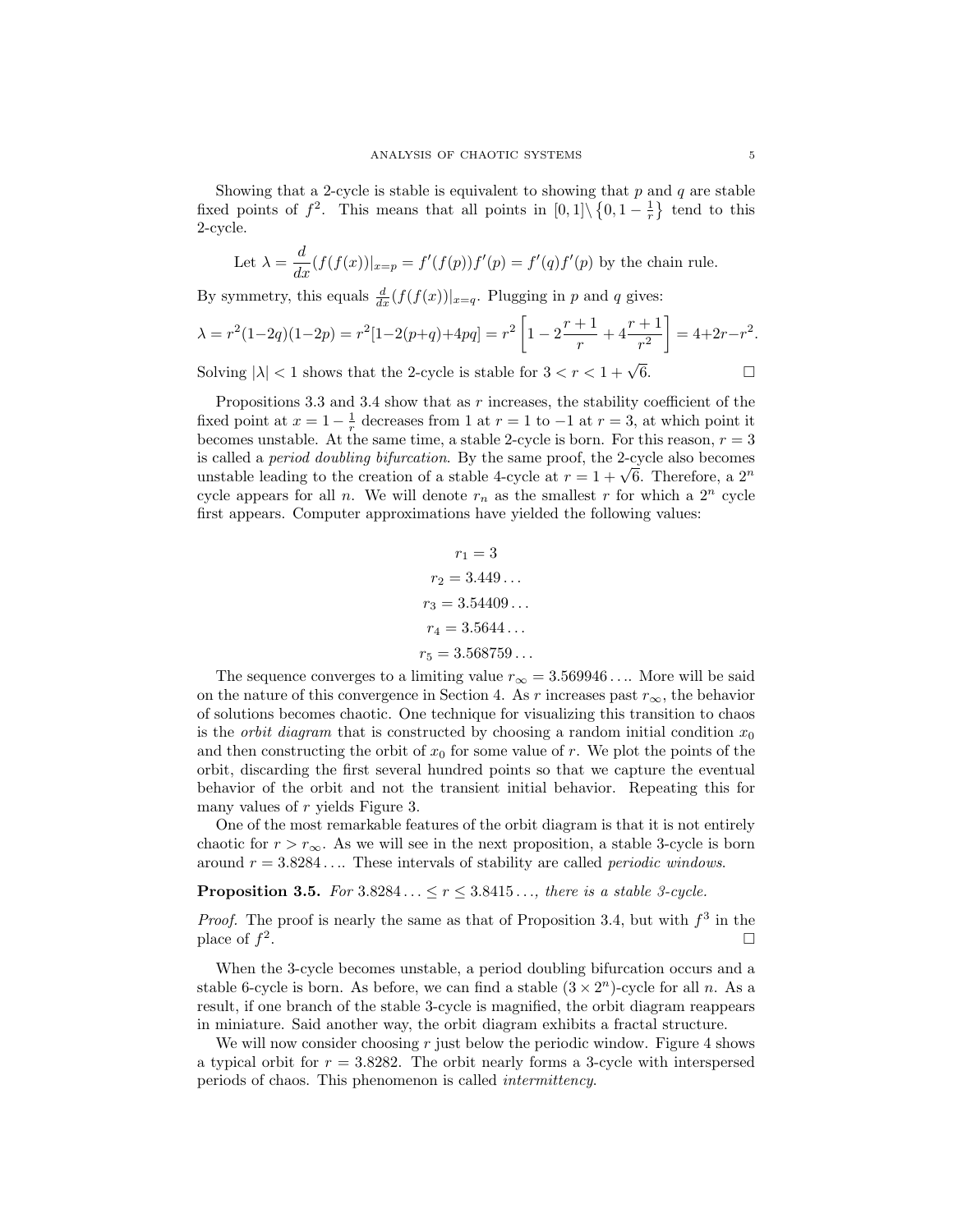Showing that a 2-cycle is stable is equivalent to showing that $p$ and $q$ are stable fixed points of $f^2$. This means that all points in $[0,1]\setminus\{0, 1-\frac{1}{r}\}$ tend to this 2-cycle.

$$\text{Let } \lambda = \frac{d}{dx}(f(f(x))|_{x=p} = f'(f(p))f'(p) = f'(q)f'(p) \text{ by the chain rule.}$$

By symmetry, this equals $\frac{d}{dx}(f(f(x))|_{x=q}$. Plugging in $p$ and $q$ gives:

$$\lambda = r^2(1-2q)(1-2p) = r^2[1-2(p+q)+4pq] = r^2\left[1 - 2\frac{r+1}{r} + 4\frac{r+1}{r^2}\right] = 4+2r-r^2.$$

Solving $|\lambda| < 1$ shows that the 2-cycle is stable for $3 < r < 1+\sqrt{6}$. □

Propositions 3.3 and 3.4 show that as $r$ increases, the stability coefficient of the fixed point at $x = 1 - \frac{1}{r}$ decreases from 1 at $r = 1$ to $-1$ at $r = 3$, at which point it becomes unstable. At the same time, a stable 2-cycle is born. For this reason, $r = 3$ is called a *period doubling bifurcation*. By the same proof, the 2-cycle also becomes unstable leading to the creation of a stable 4-cycle at $r = 1+\sqrt{6}$. Therefore, a $2^n$ cycle appears for all $n$. We will denote $r_n$ as the smallest $r$ for which a $2^n$ cycle first appears. Computer approximations have yielded the following values:

$$r_1 = 3$$
$$r_2 = 3.449\ldots$$
$$r_3 = 3.54409\ldots$$
$$r_4 = 3.5644\ldots$$
$$r_5 = 3.568759\ldots$$

The sequence converges to a limiting value $r_\infty = 3.569946\ldots$. More will be said on the nature of this convergence in Section 4. As $r$ increases past $r_\infty$, the behavior of solutions becomes chaotic. One technique for visualizing this transition to chaos is the *orbit diagram* that is constructed by choosing a random initial condition $x_0$ and then constructing the orbit of $x_0$ for some value of $r$. We plot the points of the orbit, discarding the first several hundred points so that we capture the eventual behavior of the orbit and not the transient initial behavior. Repeating this for many values of $r$ yields Figure 3.

One of the most remarkable features of the orbit diagram is that it is not entirely chaotic for $r > r_\infty$. As we will see in the next proposition, a stable 3-cycle is born around $r = 3.8284\ldots$. These intervals of stability are called *periodic windows*.

**Proposition 3.5.** *For $3.8284\ldots \leq r \leq 3.8415\ldots$, there is a stable 3-cycle.*

*Proof.* The proof is nearly the same as that of Proposition 3.4, but with $f^3$ in the place of $f^2$. □

When the 3-cycle becomes unstable, a period doubling bifurcation occurs and a stable 6-cycle is born. As before, we can find a stable $(3 \times 2^n)$-cycle for all $n$. As a result, if one branch of the stable 3-cycle is magnified, the orbit diagram reappears in miniature. Said another way, the orbit diagram exhibits a fractal structure.

We will now consider choosing $r$ just below the periodic window. Figure 4 shows a typical orbit for $r = 3.8282$. The orbit nearly forms a 3-cycle with interspersed periods of chaos. This phenomenon is called *intermittency*.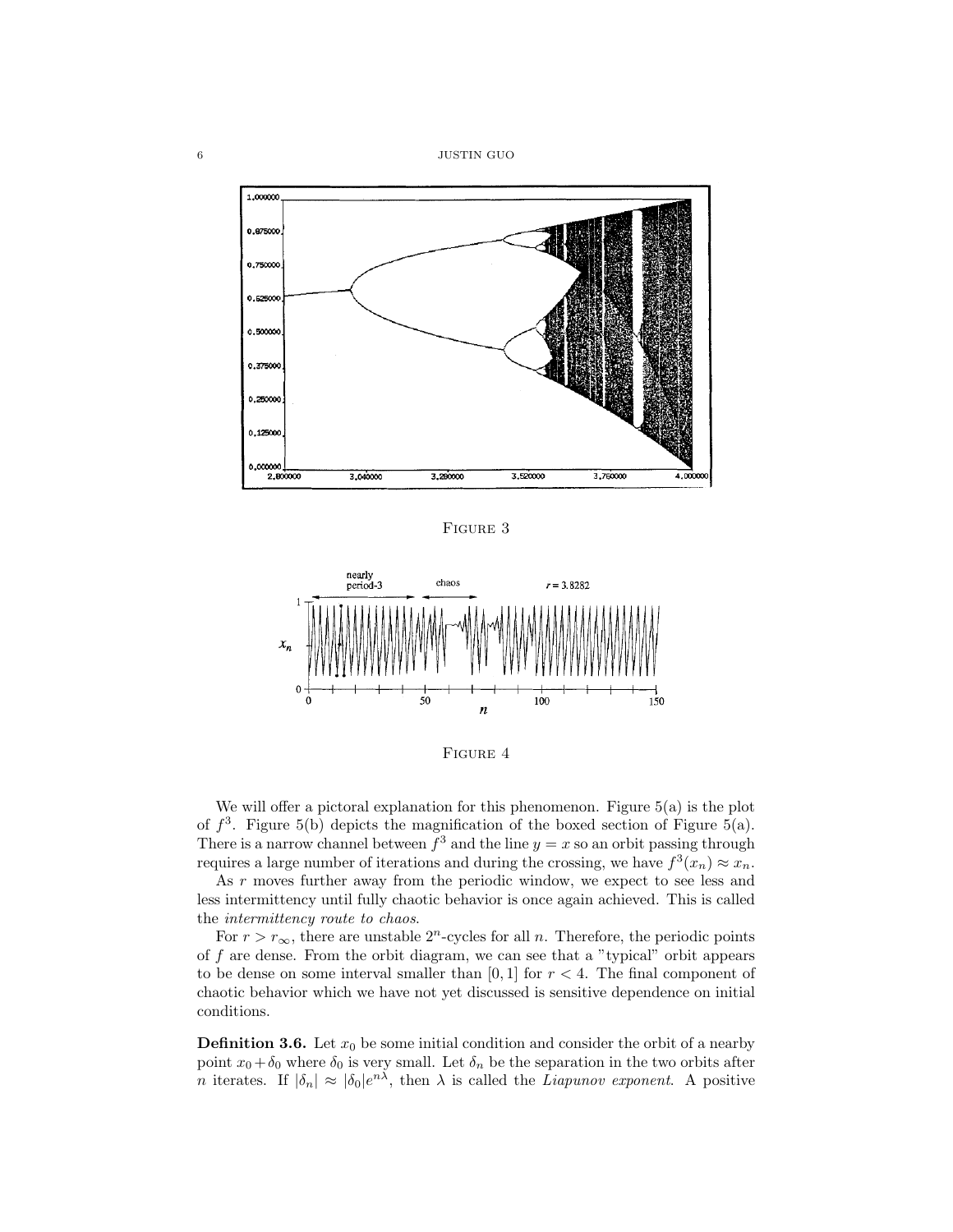Figure 3

Figure 4

We will offer a pictoral explanation for this phenomenon. Figure 5(a) is the plot of $f^3$. Figure 5(b) depicts the magnification of the boxed section of Figure 5(a). There is a narrow channel between $f^3$ and the line $y = x$ so an orbit passing through requires a large number of iterations and during the crossing, we have $f^3(x_n) \approx x_n$.

As $r$ moves further away from the periodic window, we expect to see less and less intermittency until fully chaotic behavior is once again achieved. This is called the *intermittency route to chaos*.

For $r > r_\infty$, there are unstable $2^n$-cycles for all $n$. Therefore, the periodic points of $f$ are dense. From the orbit diagram, we can see that a "typical" orbit appears to be dense on some interval smaller than $[0, 1]$ for $r < 4$. The final component of chaotic behavior which we have not yet discussed is sensitive dependence on initial conditions.

**Definition 3.6.** Let $x_0$ be some initial condition and consider the orbit of a nearby point $x_0 + \delta_0$ where $\delta_0$ is very small. Let $\delta_n$ be the separation in the two orbits after $n$ iterates. If $|\delta_n| \approx |\delta_0| e^{n\lambda}$, then $\lambda$ is called the *Liapunov exponent*. A positive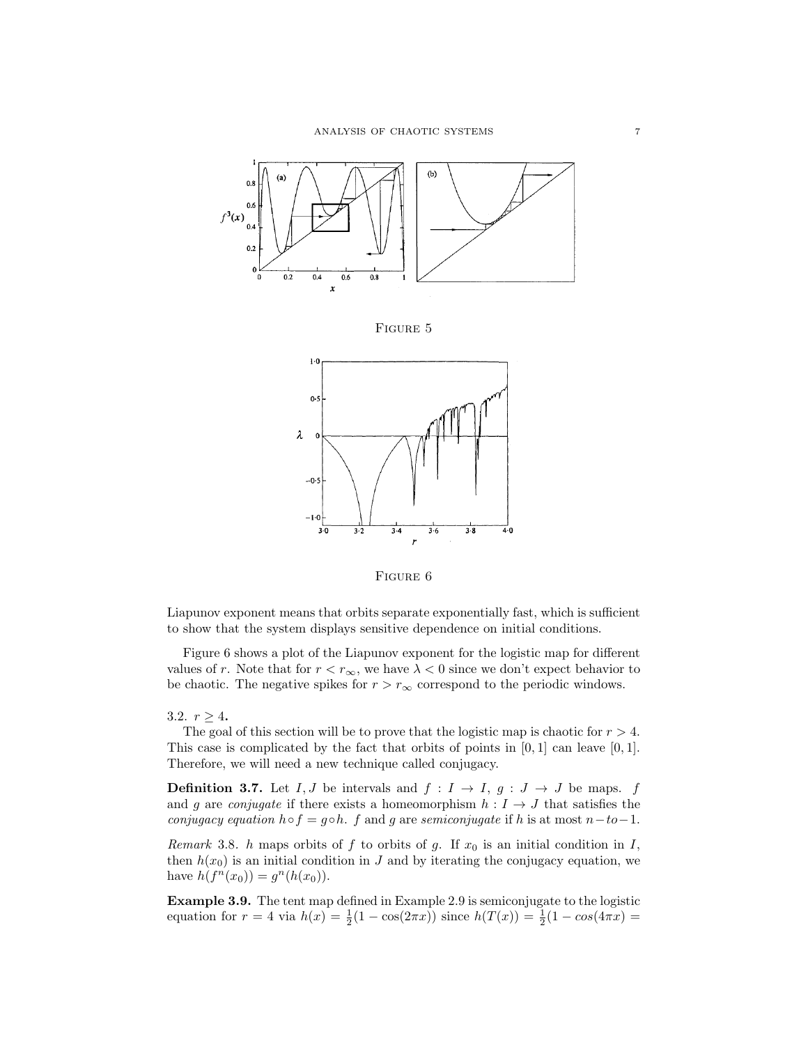FIGURE 5

FIGURE 6

Liapunov exponent means that orbits separate exponentially fast, which is sufficient to show that the system displays sensitive dependence on initial conditions.

Figure 6 shows a plot of the Liapunov exponent for the logistic map for different values of $r$. Note that for $r < r_\infty$, we have $\lambda < 0$ since we don't expect behavior to be chaotic. The negative spikes for $r > r_\infty$ correspond to the periodic windows.

3.2. $r \geq 4$.

The goal of this section will be to prove that the logistic map is chaotic for $r > 4$. This case is complicated by the fact that orbits of points in $[0, 1]$ can leave $[0, 1]$. Therefore, we will need a new technique called conjugacy.

**Definition 3.7.** Let $I, J$ be intervals and $f : I \to I$, $g : J \to J$ be maps. $f$ and $g$ are *conjugate* if there exists a homeomorphism $h : I \to J$ that satisfies the *conjugacy equation* $h \circ f = g \circ h$. $f$ and $g$ are *semiconjugate* if $h$ is at most $n\!-\!to\!-\!1$.

*Remark* 3.8. $h$ maps orbits of $f$ to orbits of $g$. If $x_0$ is an initial condition in $I$, then $h(x_0)$ is an initial condition in $J$ and by iterating the conjugacy equation, we have $h(f^n(x_0)) = g^n(h(x_0))$.

**Example 3.9.** The tent map defined in Example 2.9 is semiconjugate to the logistic equation for $r = 4$ via $h(x) = \frac{1}{2}(1 - \cos(2\pi x))$ since $h(T(x)) = \frac{1}{2}(1 - cos(4\pi x) =$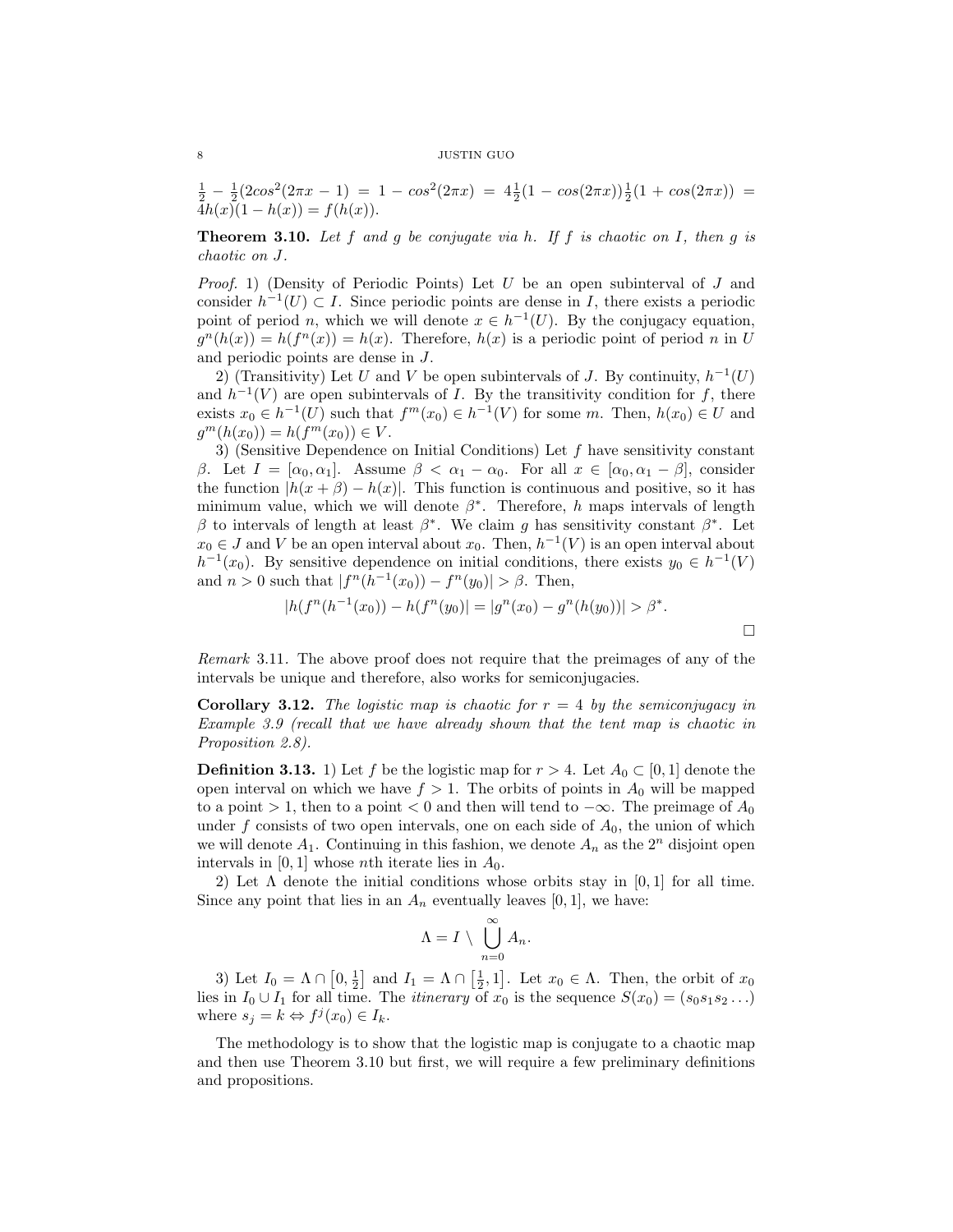$\frac{1}{2} - \frac{1}{2}(2cos^2(2\pi x - 1) = 1 - cos^2(2\pi x) = 4\frac{1}{2}(1 - cos(2\pi x))\frac{1}{2}(1 + cos(2\pi x)) = 4h(x)(1 - h(x)) = f(h(x))$.

**Theorem 3.10.** *Let $f$ and $g$ be conjugate via $h$. If $f$ is chaotic on $I$, then $g$ is chaotic on $J$.*

*Proof.* 1) (Density of Periodic Points) Let $U$ be an open subinterval of $J$ and consider $h^{-1}(U) \subset I$. Since periodic points are dense in $I$, there exists a periodic point of period $n$, which we will denote $x \in h^{-1}(U)$. By the conjugacy equation, $g^n(h(x)) = h(f^n(x)) = h(x)$. Therefore, $h(x)$ is a periodic point of period $n$ in $U$ and periodic points are dense in $J$.

2) (Transitivity) Let $U$ and $V$ be open subintervals of $J$. By continuity, $h^{-1}(U)$ and $h^{-1}(V)$ are open subintervals of $I$. By the transitivity condition for $f$, there exists $x_0 \in h^{-1}(U)$ such that $f^m(x_0) \in h^{-1}(V)$ for some $m$. Then, $h(x_0) \in U$ and $g^m(h(x_0)) = h(f^m(x_0)) \in V$.

3) (Sensitive Dependence on Initial Conditions) Let $f$ have sensitivity constant $\beta$. Let $I = [\alpha_0, \alpha_1]$. Assume $\beta < \alpha_1 - \alpha_0$. For all $x \in [\alpha_0, \alpha_1 - \beta]$, consider the function $|h(x + \beta) - h(x)|$. This function is continuous and positive, so it has minimum value, which we will denote $\beta^*$. Therefore, $h$ maps intervals of length $\beta$ to intervals of length at least $\beta^*$. We claim $g$ has sensitivity constant $\beta^*$. Let $x_0 \in J$ and $V$ be an open interval about $x_0$. Then, $h^{-1}(V)$ is an open interval about $h^{-1}(x_0)$. By sensitive dependence on initial conditions, there exists $y_0 \in h^{-1}(V)$ and $n > 0$ such that $|f^n(h^{-1}(x_0)) - f^n(y_0)| > \beta$. Then,

$$|h(f^n(h^{-1}(x_0)) - h(f^n(y_0)| = |g^n(x_0) - g^n(h(y_0))| > \beta^*.$$

□

*Remark* 3.11. The above proof does not require that the preimages of any of the intervals be unique and therefore, also works for semiconjugacies.

**Corollary 3.12.** *The logistic map is chaotic for $r = 4$ by the semiconjugacy in Example 3.9 (recall that we have already shown that the tent map is chaotic in Proposition 2.8).*

**Definition 3.13.** 1) Let $f$ be the logistic map for $r > 4$. Let $A_0 \subset [0, 1]$ denote the open interval on which we have $f > 1$. The orbits of points in $A_0$ will be mapped to a point $> 1$, then to a point $< 0$ and then will tend to $-\infty$. The preimage of $A_0$ under $f$ consists of two open intervals, one on each side of $A_0$, the union of which we will denote $A_1$. Continuing in this fashion, we denote $A_n$ as the $2^n$ disjoint open intervals in $[0, 1]$ whose $n$th iterate lies in $A_0$.

2) Let $\Lambda$ denote the initial conditions whose orbits stay in $[0, 1]$ for all time. Since any point that lies in an $A_n$ eventually leaves $[0, 1]$, we have:

$$\Lambda = I \setminus \bigcup_{n=0}^{\infty} A_n.$$

3) Let $I_0 = \Lambda \cap \left[0, \frac{1}{2}\right]$ and $I_1 = \Lambda \cap \left[\frac{1}{2}, 1\right]$. Let $x_0 \in \Lambda$. Then, the orbit of $x_0$ lies in $I_0 \cup I_1$ for all time. The *itinerary* of $x_0$ is the sequence $S(x_0) = (s_0 s_1 s_2 \ldots)$ where $s_j = k \Leftrightarrow f^j(x_0) \in I_k$.

The methodology is to show that the logistic map is conjugate to a chaotic map and then use Theorem 3.10 but first, we will require a few preliminary definitions and propositions.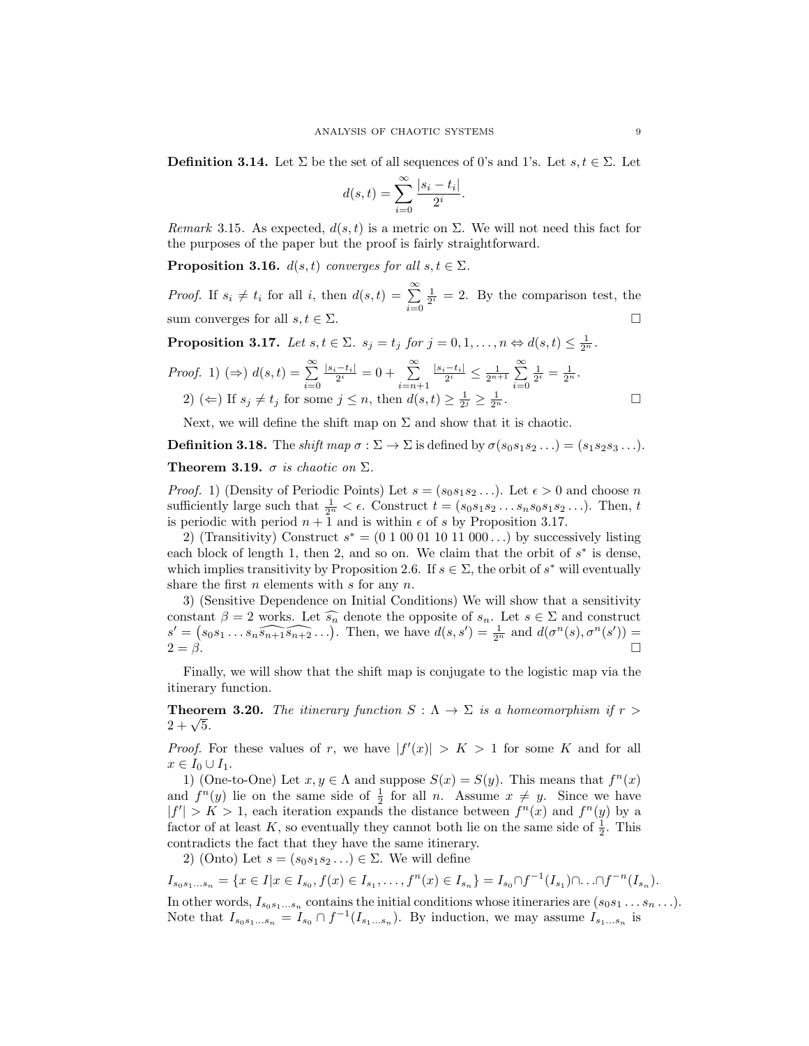**Definition 3.14.** Let $\Sigma$ be the set of all sequences of 0's and 1's. Let $s, t \in \Sigma$. Let

$$d(s,t) = \sum_{i=0}^{\infty} \frac{|s_i - t_i|}{2^i}.$$

*Remark* 3.15. As expected, $d(s,t)$ is a metric on $\Sigma$. We will not need this fact for the purposes of the paper but the proof is fairly straightforward.

**Proposition 3.16.** *$d(s,t)$ converges for all $s, t \in \Sigma$.*

*Proof.* If $s_i \neq t_i$ for all $i$, then $d(s,t) = \sum_{i=0}^{\infty} \frac{1}{2^i} = 2$. By the comparison test, the sum converges for all $s, t \in \Sigma$. □

**Proposition 3.17.** *Let $s, t \in \Sigma$. $s_j = t_j$ for $j = 0, 1, \ldots, n \Leftrightarrow d(s,t) \leq \frac{1}{2^n}$.*

*Proof.* 1) ($\Rightarrow$) $d(s,t) = \sum_{i=0}^{\infty} \frac{|s_i - t_i|}{2^i} = 0 + \sum_{i=n+1}^{\infty} \frac{|s_i - t_i|}{2^i} \leq \frac{1}{2^{n+1}} \sum_{i=0}^{\infty} \frac{1}{2^i} = \frac{1}{2^n}$.

2) ($\Leftarrow$) If $s_j \neq t_j$ for some $j \leq n$, then $d(s,t) \geq \frac{1}{2^j} \geq \frac{1}{2^n}$. □

Next, we will define the shift map on $\Sigma$ and show that it is chaotic.

**Definition 3.18.** The *shift map* $\sigma : \Sigma \to \Sigma$ is defined by $\sigma(s_0 s_1 s_2 \ldots) = (s_1 s_2 s_3 \ldots)$.

**Theorem 3.19.** *$\sigma$ is chaotic on $\Sigma$.*

*Proof.* 1) (Density of Periodic Points) Let $s = (s_0 s_1 s_2 \ldots)$. Let $\epsilon > 0$ and choose $n$ sufficiently large such that $\frac{1}{2^n} < \epsilon$. Construct $t = (s_0 s_1 s_2 \ldots s_n s_0 s_1 s_2 \ldots)$. Then, $t$ is periodic with period $n+1$ and is within $\epsilon$ of $s$ by Proposition 3.17.

2) (Transitivity) Construct $s^* = (0\ 1\ 00\ 01\ 10\ 11\ 000 \ldots)$ by successively listing each block of length 1, then 2, and so on. We claim that the orbit of $s^*$ is dense, which implies transitivity by Proposition 2.6. If $s \in \Sigma$, the orbit of $s^*$ will eventually share the first $n$ elements with $s$ for any $n$.

3) (Sensitive Dependence on Initial Conditions) We will show that a sensitivity constant $\beta = 2$ works. Let $\widehat{s_n}$ denote the opposite of $s_n$. Let $s \in \Sigma$ and construct $s' = \left(s_0 s_1 \ldots s_n \widehat{s_{n+1}} \widehat{s_{n+2}} \ldots\right)$. Then, we have $d(s, s') = \frac{1}{2^n}$ and $d(\sigma^n(s), \sigma^n(s')) = 2 = \beta$. □

Finally, we will show that the shift map is conjugate to the logistic map via the itinerary function.

**Theorem 3.20.** *The itinerary function $S : \Lambda \to \Sigma$ is a homeomorphism if $r > 2 + \sqrt{5}$.*

*Proof.* For these values of $r$, we have $|f'(x)| > K > 1$ for some $K$ and for all $x \in I_0 \cup I_1$.

1) (One-to-One) Let $x, y \in \Lambda$ and suppose $S(x) = S(y)$. This means that $f^n(x)$ and $f^n(y)$ lie on the same side of $\frac{1}{2}$ for all $n$. Assume $x \neq y$. Since we have $|f'| > K > 1$, each iteration expands the distance between $f^n(x)$ and $f^n(y)$ by a factor of at least $K$, so eventually they cannot both lie on the same side of $\frac{1}{2}$. This contradicts the fact that they have the same itinerary.

2) (Onto) Let $s = (s_0 s_1 s_2 \ldots) \in \Sigma$. We will define

$$I_{s_0 s_1 \ldots s_n} = \{x \in I | x \in I_{s_0}, f(x) \in I_{s_1}, \ldots, f^n(x) \in I_{s_n}\} = I_{s_0} \cap f^{-1}(I_{s_1}) \cap \ldots \cap f^{-n}(I_{s_n}).$$

In other words, $I_{s_0 s_1 \ldots s_n}$ contains the initial conditions whose itineraries are $(s_0 s_1 \ldots s_n \ldots)$. Note that $I_{s_0 s_1 \ldots s_n} = I_{s_0} \cap f^{-1}(I_{s_1 \ldots s_n})$. By induction, we may assume $I_{s_1 \ldots s_n}$ is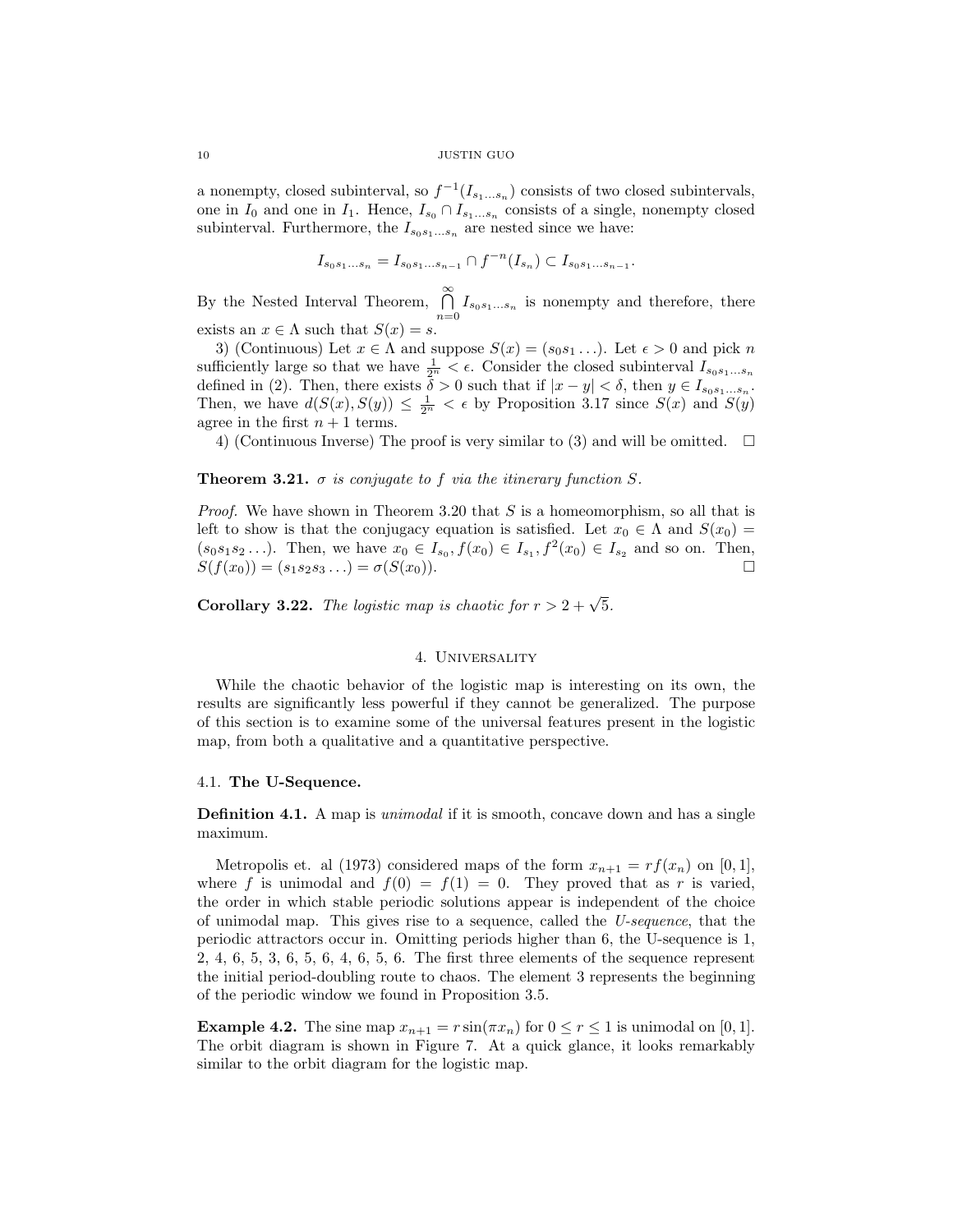a nonempty, closed subinterval, so $f^{-1}(I_{s_1 \ldots s_n})$ consists of two closed subintervals, one in $I_0$ and one in $I_1$. Hence, $I_{s_0} \cap I_{s_1 \ldots s_n}$ consists of a single, nonempty closed subinterval. Furthermore, the $I_{s_0 s_1 \ldots s_n}$ are nested since we have:

$$I_{s_0 s_1 \ldots s_n} = I_{s_0 s_1 \ldots s_{n-1}} \cap f^{-n}(I_{s_n}) \subset I_{s_0 s_1 \ldots s_{n-1}}.$$

By the Nested Interval Theorem, $\bigcap_{n=0}^{\infty} I_{s_0 s_1 \ldots s_n}$ is nonempty and therefore, there exists an $x \in \Lambda$ such that $S(x) = s$.

3) (Continuous) Let $x \in \Lambda$ and suppose $S(x) = (s_0 s_1 \ldots)$. Let $\epsilon > 0$ and pick $n$ sufficiently large so that we have $\frac{1}{2^n} < \epsilon$. Consider the closed subinterval $I_{s_0 s_1 \ldots s_n}$ defined in (2). Then, there exists $\delta > 0$ such that if $|x - y| < \delta$, then $y \in I_{s_0 s_1 \ldots s_n}$. Then, we have $d(S(x), S(y)) \leq \frac{1}{2^n} < \epsilon$ by Proposition 3.17 since $S(x)$ and $S(y)$ agree in the first $n + 1$ terms.

4) (Continuous Inverse) The proof is very similar to (3) and will be omitted. $\square$

**Theorem 3.21.** *$\sigma$ is conjugate to $f$ via the itinerary function $S$.*

*Proof.* We have shown in Theorem 3.20 that $S$ is a homeomorphism, so all that is left to show is that the conjugacy equation is satisfied. Let $x_0 \in \Lambda$ and $S(x_0) = (s_0 s_1 s_2 \ldots)$. Then, we have $x_0 \in I_{s_0}, f(x_0) \in I_{s_1}, f^2(x_0) \in I_{s_2}$ and so on. Then, $S(f(x_0)) = (s_1 s_2 s_3 \ldots) = \sigma(S(x_0))$. $\square$

**Corollary 3.22.** *The logistic map is chaotic for $r > 2 + \sqrt{5}$.*

## 4. Universality

While the chaotic behavior of the logistic map is interesting on its own, the results are significantly less powerful if they cannot be generalized. The purpose of this section is to examine some of the universal features present in the logistic map, from both a qualitative and a quantitative perspective.

### 4.1. The U-Sequence.

**Definition 4.1.** A map is *unimodal* if it is smooth, concave down and has a single maximum.

Metropolis et. al (1973) considered maps of the form $x_{n+1} = rf(x_n)$ on $[0, 1]$, where $f$ is unimodal and $f(0) = f(1) = 0$. They proved that as $r$ is varied, the order in which stable periodic solutions appear is independent of the choice of unimodal map. This gives rise to a sequence, called the *U-sequence*, that the periodic attractors occur in. Omitting periods higher than 6, the U-sequence is 1, 2, 4, 6, 5, 3, 6, 5, 6, 4, 6, 5, 6. The first three elements of the sequence represent the initial period-doubling route to chaos. The element 3 represents the beginning of the periodic window we found in Proposition 3.5.

**Example 4.2.** The sine map $x_{n+1} = r \sin(\pi x_n)$ for $0 \leq r \leq 1$ is unimodal on $[0, 1]$. The orbit diagram is shown in Figure 7. At a quick glance, it looks remarkably similar to the orbit diagram for the logistic map.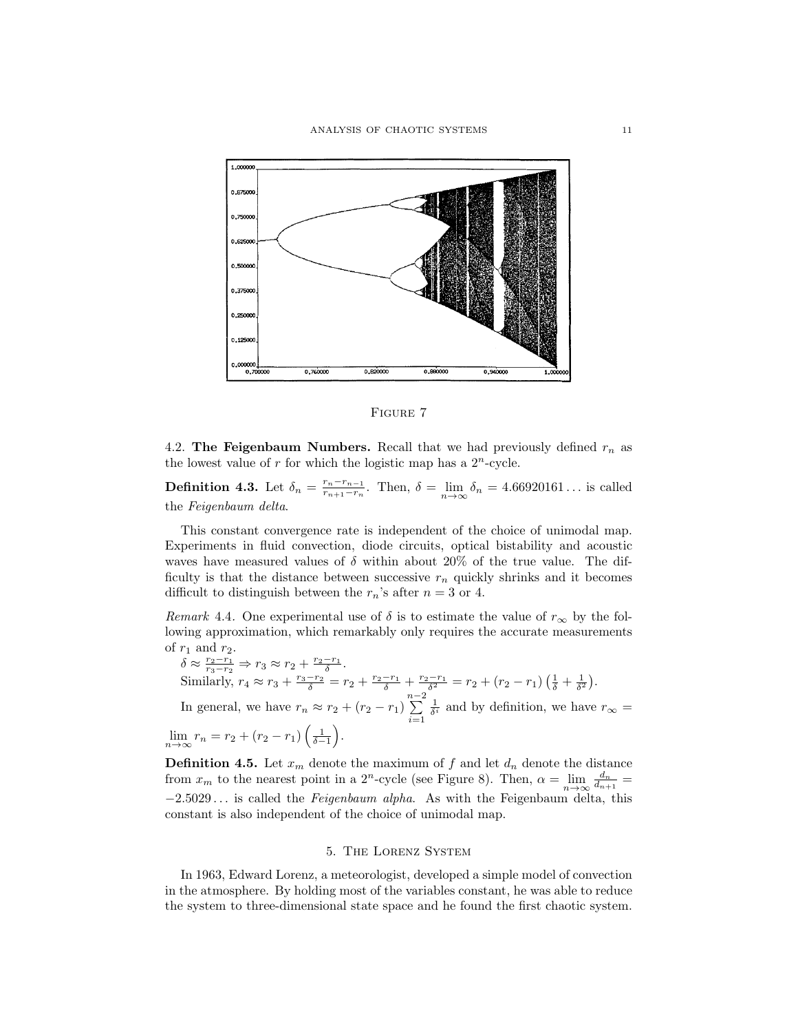FIGURE 7

4.2. **The Feigenbaum Numbers.** Recall that we had previously defined $r_n$ as the lowest value of $r$ for which the logistic map has a $2^n$-cycle.

**Definition 4.3.** Let $\delta_n = \frac{r_n - r_{n-1}}{r_{n+1} - r_n}$. Then, $\delta = \lim_{n\to\infty} \delta_n = 4.66920161\ldots$ is called the *Feigenbaum delta*.

This constant convergence rate is independent of the choice of unimodal map. Experiments in fluid convection, diode circuits, optical bistability and acoustic waves have measured values of $\delta$ within about 20% of the true value. The difficulty is that the distance between successive $r_n$ quickly shrinks and it becomes difficult to distinguish between the $r_n$'s after $n = 3$ or 4.

*Remark* 4.4. One experimental use of $\delta$ is to estimate the value of $r_\infty$ by the following approximation, which remarkably only requires the accurate measurements of $r_1$ and $r_2$.

$\delta \approx \frac{r_2 - r_1}{r_3 - r_2} \Rightarrow r_3 \approx r_2 + \frac{r_2 - r_1}{\delta}$.

Similarly, $r_4 \approx r_3 + \frac{r_3 - r_2}{\delta} = r_2 + \frac{r_2 - r_1}{\delta} + \frac{r_2 - r_1}{\delta^2} = r_2 + (r_2 - r_1)\left(\frac{1}{\delta} + \frac{1}{\delta^2}\right)$.

In general, we have $r_n \approx r_2 + (r_2 - r_1)\sum_{i=1}^{n-2} \frac{1}{\delta^i}$ and by definition, we have $r_\infty = \lim_{n\to\infty} r_n = r_2 + (r_2 - r_1)\left(\frac{1}{\delta - 1}\right)$.

**Definition 4.5.** Let $x_m$ denote the maximum of $f$ and let $d_n$ denote the distance from $x_m$ to the nearest point in a $2^n$-cycle (see Figure 8). Then, $\alpha = \lim_{n\to\infty} \frac{d_n}{d_{n+1}} = -2.5029\ldots$ is called the *Feigenbaum alpha*. As with the Feigenbaum delta, this constant is also independent of the choice of unimodal map.

## 5. The Lorenz System

In 1963, Edward Lorenz, a meteorologist, developed a simple model of convection in the atmosphere. By holding most of the variables constant, he was able to reduce the system to three-dimensional state space and he found the first chaotic system.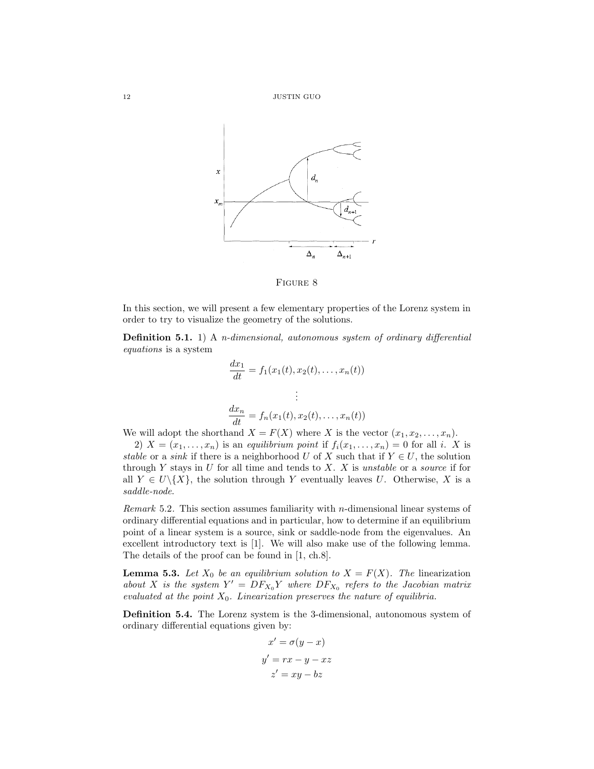Figure 8

In this section, we will present a few elementary properties of the Lorenz system in order to try to visualize the geometry of the solutions.

**Definition 5.1.** 1) A *n-dimensional, autonomous system of ordinary differential equations* is a system

$$\frac{dx_1}{dt} = f_1(x_1(t), x_2(t), \ldots, x_n(t))$$

$$\vdots$$

$$\frac{dx_n}{dt} = f_n(x_1(t), x_2(t), \ldots, x_n(t))$$

We will adopt the shorthand $X = F(X)$ where $X$ is the vector $(x_1, x_2, \ldots, x_n)$.

2) $X = (x_1, \ldots, x_n)$ is an *equilibrium point* if $f_i(x_1, \ldots, x_n) = 0$ for all $i$. $X$ is *stable* or a *sink* if there is a neighborhood $U$ of $X$ such that if $Y \in U$, the solution through $Y$ stays in $U$ for all time and tends to $X$. $X$ is *unstable* or a *source* if for all $Y \in U \backslash \{X\}$, the solution through $Y$ eventually leaves $U$. Otherwise, $X$ is a *saddle-node*.

*Remark* 5.2. This section assumes familiarity with $n$-dimensional linear systems of ordinary differential equations and in particular, how to determine if an equilibrium point of a linear system is a source, sink or saddle-node from the eigenvalues. An excellent introductory text is [1]. We will also make use of the following lemma. The details of the proof can be found in [1, ch.8].

**Lemma 5.3.** *Let $X_0$ be an equilibrium solution to $X = F(X)$. The* linearization *about $X$ is the system $Y' = DF_{X_0}Y$ where $DF_{X_0}$ refers to the Jacobian matrix evaluated at the point $X_0$. Linearization preserves the nature of equilibria.*

**Definition 5.4.** The Lorenz system is the 3-dimensional, autonomous system of ordinary differential equations given by:

$$x' = \sigma(y - x)$$

$$y' = rx - y - xz$$

$$z' = xy - bz$$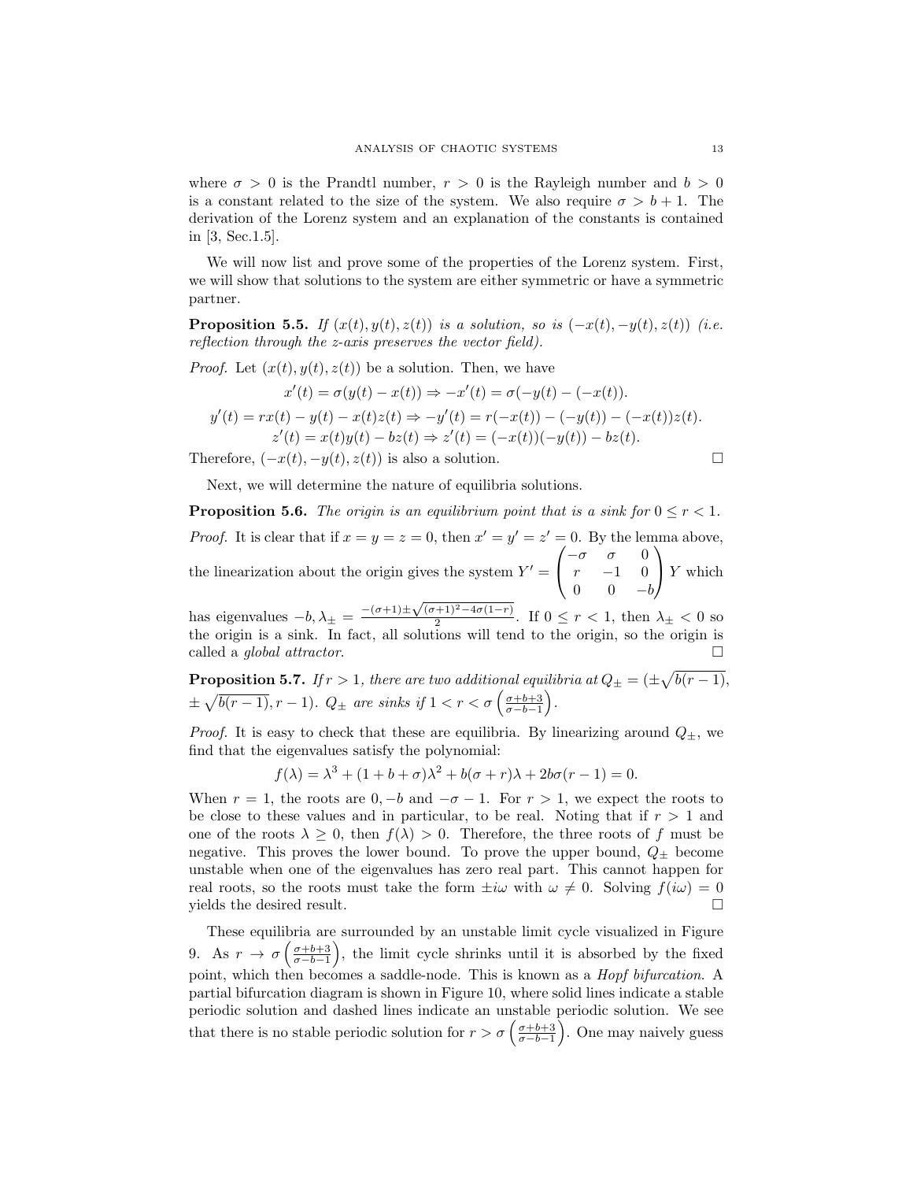where $\sigma > 0$ is the Prandtl number, $r > 0$ is the Rayleigh number and $b > 0$ is a constant related to the size of the system. We also require $\sigma > b + 1$. The derivation of the Lorenz system and an explanation of the constants is contained in [3, Sec.1.5].

We will now list and prove some of the properties of the Lorenz system. First, we will show that solutions to the system are either symmetric or have a symmetric partner.

**Proposition 5.5.** *If $(x(t), y(t), z(t))$ is a solution, so is $(-x(t), -y(t), z(t))$ (i.e. reflection through the z-axis preserves the vector field).*

*Proof.* Let $(x(t), y(t), z(t))$ be a solution. Then, we have

$$x'(t) = \sigma(y(t) - x(t)) \Rightarrow -x'(t) = \sigma(-y(t) - (-x(t)).$$

$$y'(t) = rx(t) - y(t) - x(t)z(t) \Rightarrow -y'(t) = r(-x(t)) - (-y(t)) - (-x(t))z(t).$$

$$z'(t) = x(t)y(t) - bz(t) \Rightarrow z'(t) = (-x(t))(-y(t)) - bz(t).$$

Therefore, $(-x(t), -y(t), z(t))$ is also a solution. □

Next, we will determine the nature of equilibria solutions.

**Proposition 5.6.** *The origin is an equilibrium point that is a sink for $0 \le r < 1$.*

*Proof.* It is clear that if $x = y = z = 0$, then $x' = y' = z' = 0$. By the lemma above, the linearization about the origin gives the system $Y' = \begin{pmatrix} -\sigma & \sigma & 0 \\ r & -1 & 0 \\ 0 & 0 & -b \end{pmatrix} Y$ which has eigenvalues $-b, \lambda_\pm = \frac{-(\sigma+1)\pm\sqrt{(\sigma+1)^2-4\sigma(1-r)}}{2}$. If $0 \le r < 1$, then $\lambda_\pm < 0$ so the origin is a sink. In fact, all solutions will tend to the origin, so the origin is called a *global attractor*. □

**Proposition 5.7.** *If $r > 1$, there are two additional equilibria at $Q_\pm = (\pm\sqrt{b(r-1)}, \pm\sqrt{b(r-1)}, r-1)$. $Q_\pm$ are sinks if $1 < r < \sigma\left(\frac{\sigma+b+3}{\sigma-b-1}\right)$.*

*Proof.* It is easy to check that these are equilibria. By linearizing around $Q_\pm$, we find that the eigenvalues satisfy the polynomial:

$$f(\lambda) = \lambda^3 + (1 + b + \sigma)\lambda^2 + b(\sigma + r)\lambda + 2b\sigma(r - 1) = 0.$$

When $r = 1$, the roots are $0, -b$ and $-\sigma - 1$. For $r > 1$, we expect the roots to be close to these values and in particular, to be real. Noting that if $r > 1$ and one of the roots $\lambda \ge 0$, then $f(\lambda) > 0$. Therefore, the three roots of $f$ must be negative. This proves the lower bound. To prove the upper bound, $Q_\pm$ become unstable when one of the eigenvalues has zero real part. This cannot happen for real roots, so the roots must take the form $\pm i\omega$ with $\omega \ne 0$. Solving $f(i\omega) = 0$ yields the desired result. □

These equilibria are surrounded by an unstable limit cycle visualized in Figure 9. As $r \to \sigma\left(\frac{\sigma+b+3}{\sigma-b-1}\right)$, the limit cycle shrinks until it is absorbed by the fixed point, which then becomes a saddle-node. This is known as a *Hopf bifurcation*. A partial bifurcation diagram is shown in Figure 10, where solid lines indicate a stable periodic solution and dashed lines indicate an unstable periodic solution. We see that there is no stable periodic solution for $r > \sigma\left(\frac{\sigma+b+3}{\sigma-b-1}\right)$. One may naively guess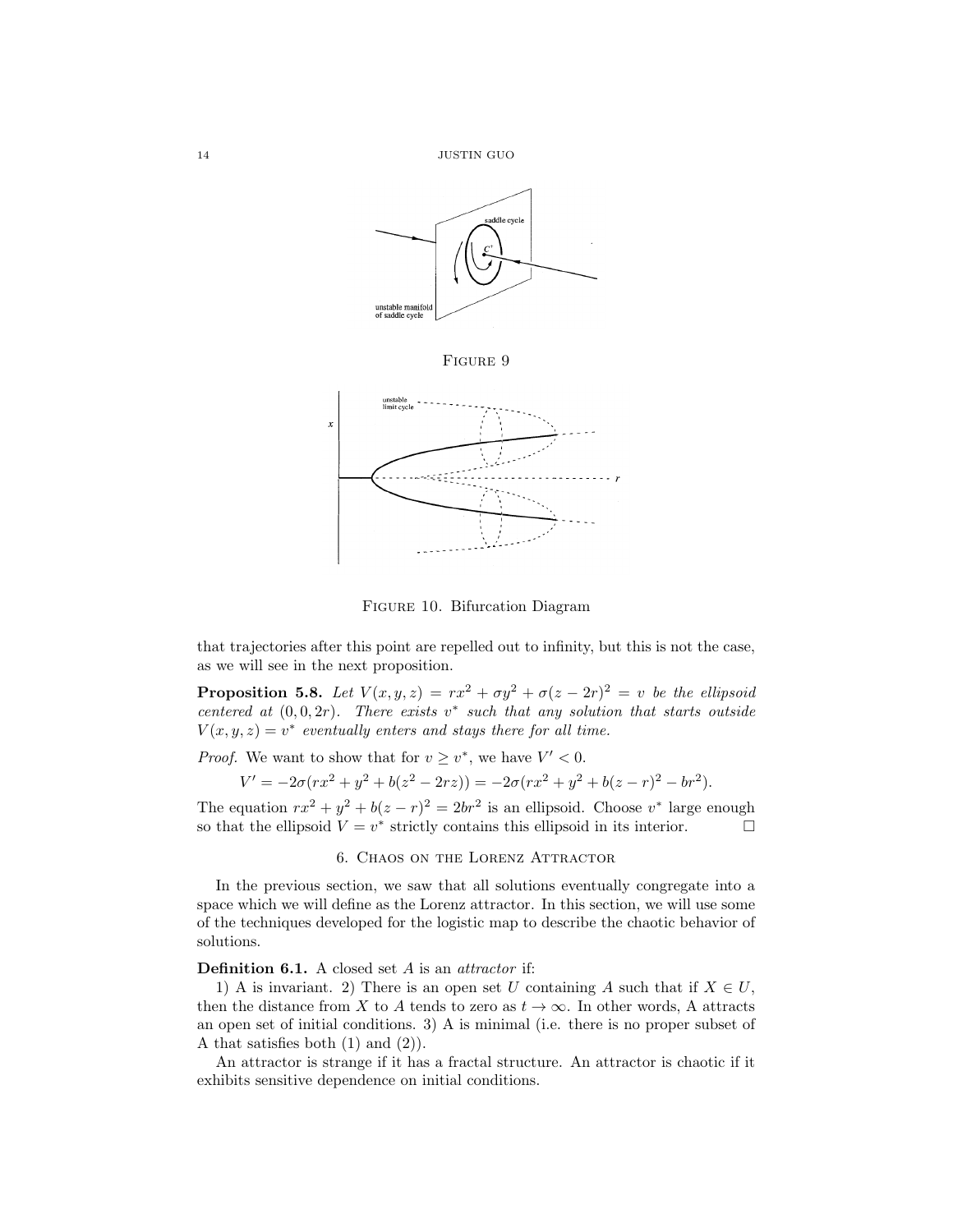Figure 9

Figure 10. Bifurcation Diagram

that trajectories after this point are repelled out to infinity, but this is not the case, as we will see in the next proposition.

**Proposition 5.8.** *Let $V(x, y, z) = rx^2 + \sigma y^2 + \sigma(z - 2r)^2 = v$ be the ellipsoid centered at $(0, 0, 2r)$. There exists $v^*$ such that any solution that starts outside $V(x, y, z) = v^*$ eventually enters and stays there for all time.*

*Proof.* We want to show that for $v \geq v^*$, we have $V' < 0$.

$$V' = -2\sigma(rx^2 + y^2 + b(z^2 - 2rz)) = -2\sigma(rx^2 + y^2 + b(z - r)^2 - br^2).$$

The equation $rx^2 + y^2 + b(z - r)^2 = 2br^2$ is an ellipsoid. Choose $v^*$ large enough so that the ellipsoid $V = v^*$ strictly contains this ellipsoid in its interior. □

## 6. Chaos on the Lorenz Attractor

In the previous section, we saw that all solutions eventually congregate into a space which we will define as the Lorenz attractor. In this section, we will use some of the techniques developed for the logistic map to describe the chaotic behavior of solutions.

**Definition 6.1.** A closed set $A$ is an *attractor* if:

1) A is invariant. 2) There is an open set $U$ containing $A$ such that if $X \in U$, then the distance from $X$ to $A$ tends to zero as $t \to \infty$. In other words, A attracts an open set of initial conditions. 3) A is minimal (i.e. there is no proper subset of A that satisfies both (1) and (2)).

An attractor is strange if it has a fractal structure. An attractor is chaotic if it exhibits sensitive dependence on initial conditions.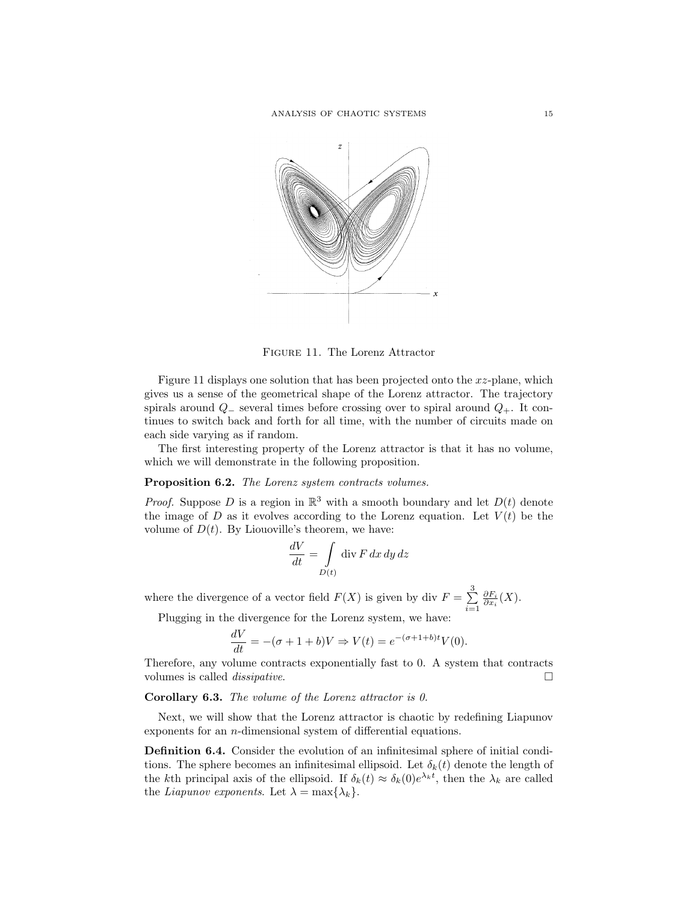Figure 11. The Lorenz Attractor

Figure 11 displays one solution that has been projected onto the $xz$-plane, which gives us a sense of the geometrical shape of the Lorenz attractor. The trajectory spirals around $Q_-$ several times before crossing over to spiral around $Q_+$. It continues to switch back and forth for all time, with the number of circuits made on each side varying as if random.

The first interesting property of the Lorenz attractor is that it has no volume, which we will demonstrate in the following proposition.

**Proposition 6.2.** *The Lorenz system contracts volumes.*

*Proof.* Suppose $D$ is a region in $\mathbb{R}^3$ with a smooth boundary and let $D(t)$ denote the image of $D$ as it evolves according to the Lorenz equation. Let $V(t)$ be the volume of $D(t)$. By Liouoville's theorem, we have:

$$\frac{dV}{dt} = \int\limits_{D(t)} \operatorname{div} F \, dx \, dy \, dz$$

where the divergence of a vector field $F(X)$ is given by $\operatorname{div} F = \sum_{i=1}^{3} \frac{\partial F_i}{\partial x_i}(X)$.

Plugging in the divergence for the Lorenz system, we have:

$$\frac{dV}{dt} = -(\sigma + 1 + b)V \Rightarrow V(t) = e^{-(\sigma+1+b)t}V(0).$$

Therefore, any volume contracts exponentially fast to 0. A system that contracts volumes is called *dissipative*. □

**Corollary 6.3.** *The volume of the Lorenz attractor is 0.*

Next, we will show that the Lorenz attractor is chaotic by redefining Liapunov exponents for an $n$-dimensional system of differential equations.

**Definition 6.4.** Consider the evolution of an infinitesimal sphere of initial conditions. The sphere becomes an infinitesimal ellipsoid. Let $\delta_k(t)$ denote the length of the $k$th principal axis of the ellipsoid. If $\delta_k(t) \approx \delta_k(0)e^{\lambda_k t}$, then the $\lambda_k$ are called the *Liapunov exponents*. Let $\lambda = \max\{\lambda_k\}$.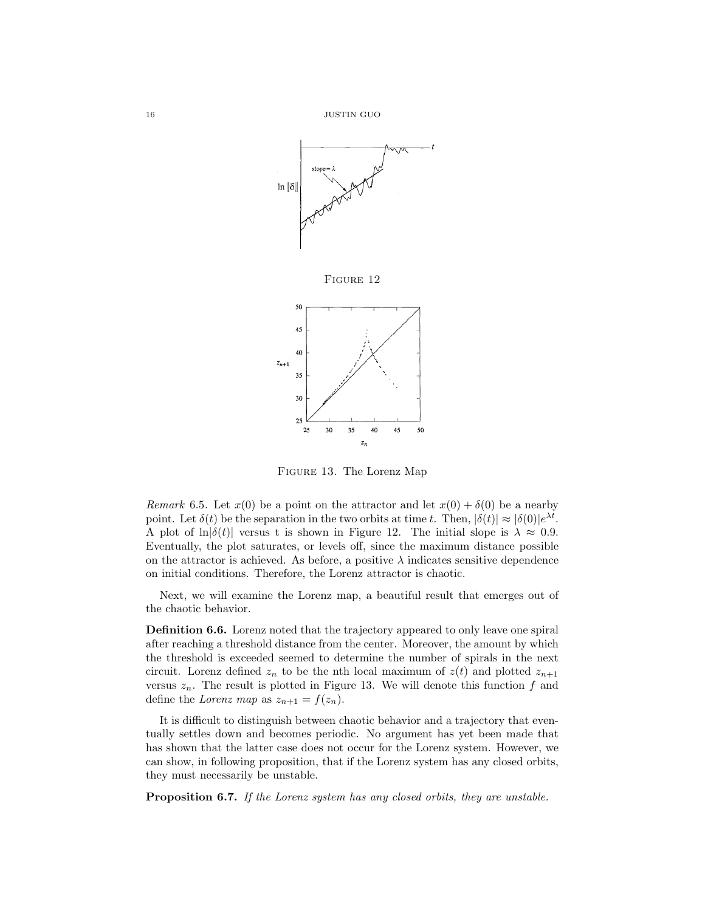FIGURE 12

FIGURE 13. The Lorenz Map

*Remark* 6.5. Let $x(0)$ be a point on the attractor and let $x(0) + \delta(0)$ be a nearby point. Let $\delta(t)$ be the separation in the two orbits at time $t$. Then, $|\delta(t)| \approx |\delta(0)|e^{\lambda t}$. A plot of $\ln|\delta(t)|$ versus t is shown in Figure 12. The initial slope is $\lambda \approx 0.9$. Eventually, the plot saturates, or levels off, since the maximum distance possible on the attractor is achieved. As before, a positive $\lambda$ indicates sensitive dependence on initial conditions. Therefore, the Lorenz attractor is chaotic.

Next, we will examine the Lorenz map, a beautiful result that emerges out of the chaotic behavior.

**Definition 6.6.** Lorenz noted that the trajectory appeared to only leave one spiral after reaching a threshold distance from the center. Moreover, the amount by which the threshold is exceeded seemed to determine the number of spirals in the next circuit. Lorenz defined $z_n$ to be the nth local maximum of $z(t)$ and plotted $z_{n+1}$ versus $z_n$. The result is plotted in Figure 13. We will denote this function $f$ and define the *Lorenz map* as $z_{n+1} = f(z_n)$.

It is difficult to distinguish between chaotic behavior and a trajectory that eventually settles down and becomes periodic. No argument has yet been made that has shown that the latter case does not occur for the Lorenz system. However, we can show, in following proposition, that if the Lorenz system has any closed orbits, they must necessarily be unstable.

**Proposition 6.7.** *If the Lorenz system has any closed orbits, they are unstable.*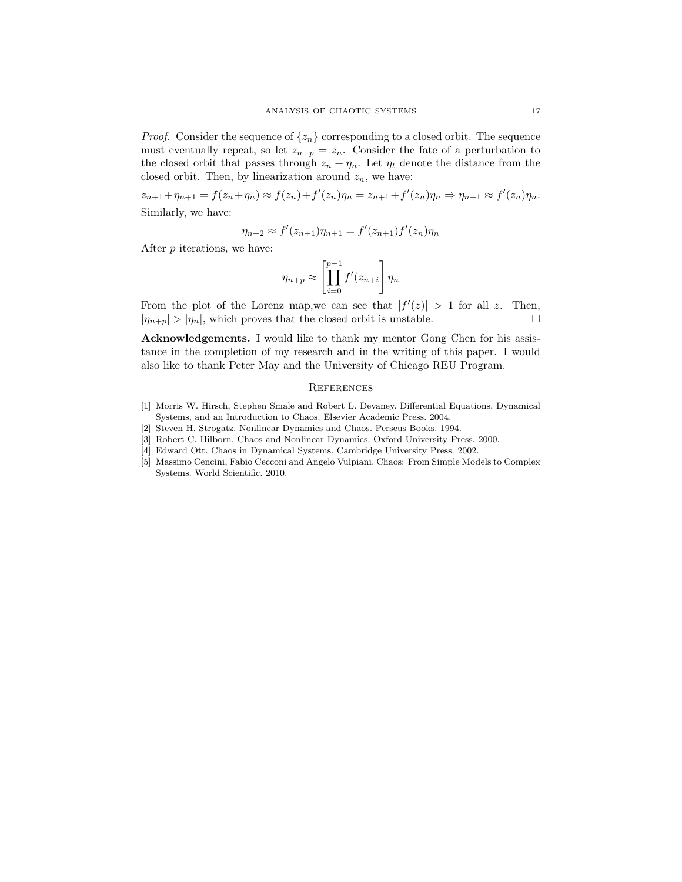*Proof.* Consider the sequence of $\{z_n\}$ corresponding to a closed orbit. The sequence must eventually repeat, so let $z_{n+p} = z_n$. Consider the fate of a perturbation to the closed orbit that passes through $z_n + \eta_n$. Let $\eta_t$ denote the distance from the closed orbit. Then, by linearization around $z_n$, we have:

$$z_{n+1}+\eta_{n+1} = f(z_n+\eta_n) \approx f(z_n)+f'(z_n)\eta_n = z_{n+1}+f'(z_n)\eta_n \Rightarrow \eta_{n+1} \approx f'(z_n)\eta_n.$$

Similarly, we have:

$$\eta_{n+2} \approx f'(z_{n+1})\eta_{n+1} = f'(z_{n+1})f'(z_n)\eta_n$$

After $p$ iterations, we have:

$$\eta_{n+p} \approx \left[\prod_{i=0}^{p-1} f'(z_{n+i}\right] \eta_n$$

From the plot of the Lorenz map,we can see that $|f'(z)| > 1$ for all $z$. Then, $|\eta_{n+p}| > |\eta_n|$, which proves that the closed orbit is unstable. □

**Acknowledgements.** I would like to thank my mentor Gong Chen for his assistance in the completion of my research and in the writing of this paper. I would also like to thank Peter May and the University of Chicago REU Program.

## References

[1] Morris W. Hirsch, Stephen Smale and Robert L. Devaney. Differential Equations, Dynamical Systems, and an Introduction to Chaos. Elsevier Academic Press. 2004.

[2] Steven H. Strogatz. Nonlinear Dynamics and Chaos. Perseus Books. 1994.

[3] Robert C. Hilborn. Chaos and Nonlinear Dynamics. Oxford University Press. 2000.

[4] Edward Ott. Chaos in Dynamical Systems. Cambridge University Press. 2002.

[5] Massimo Cencini, Fabio Cecconi and Angelo Vulpiani. Chaos: From Simple Models to Complex Systems. World Scientific. 2010.